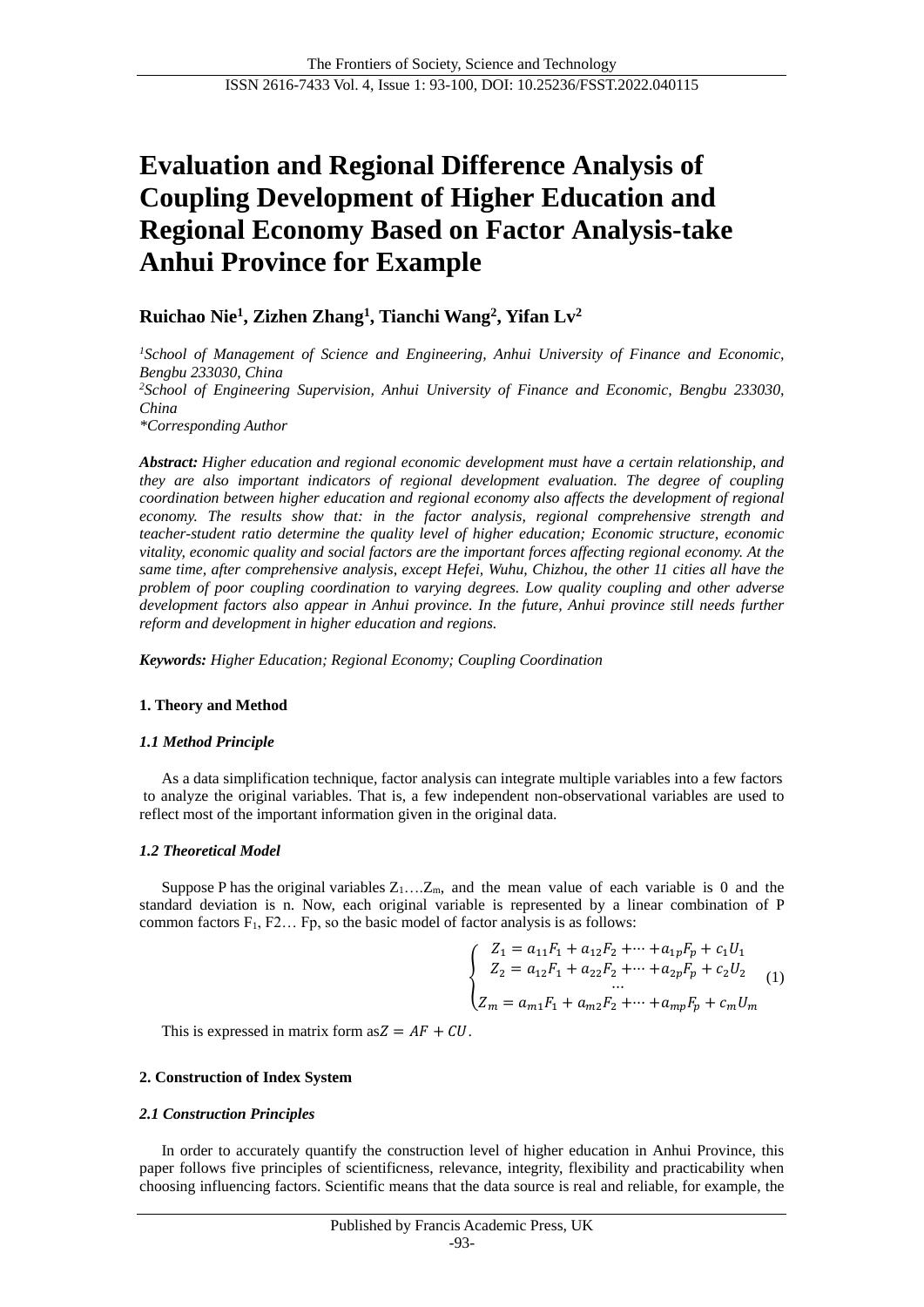# Evaluation and Regional Difference Analysis of Coupling Development of Higher Education and Regional Economy Based on Factor Analysis-take Anhui Province for Example

**Ruichao Nie[1], Zizhen Zhang[1], Tianchi Wang[2], Yifan Lv[2]**

*[1]School of Management of Science and Engineering, Anhui University of Finance and Economic, Bengbu 233030, China*
*[2]School of Engineering Supervision, Anhui University of Finance and Economic, Bengbu 233030, China*
*\*Corresponding Author*

***Abstract:*** *Higher education and regional economic development must have a certain relationship, and they are also important indicators of regional development evaluation. The degree of coupling coordination between higher education and regional economy also affects the development of regional economy. The results show that: in the factor analysis, regional comprehensive strength and teacher-student ratio determine the quality level of higher education; Economic structure, economic vitality, economic quality and social factors are the important forces affecting regional economy. At the same time, after comprehensive analysis, except Hefei, Wuhu, Chizhou, the other 11 cities all have the problem of poor coupling coordination to varying degrees. Low quality coupling and other adverse development factors also appear in Anhui province. In the future, Anhui province still needs further reform and development in higher education and regions.*

***Keywords:*** *Higher Education; Regional Economy; Coupling Coordination*

## 1. Theory and Method

### *1.1 Method Principle*

As a data simplification technique, factor analysis can integrate multiple variables into a few factors to analyze the original variables. That is, a few independent non-observational variables are used to reflect most of the important information given in the original data.

### *1.2 Theoretical Model*

Suppose P has the original variables $Z_1 \ldots . Z_m$, and the mean value of each variable is 0 and the standard deviation is n. Now, each original variable is represented by a linear combination of P common factors $F_1$, F2… Fp, so the basic model of factor analysis is as follows:

$$\begin{cases} Z_1 = a_{11}F_1 + a_{12}F_2 + \cdots + a_{1p}F_p + c_1U_1 \\ Z_2 = a_{12}F_1 + a_{22}F_2 + \cdots + a_{2p}F_p + c_2U_2 \\ \quad\quad\quad\quad\quad\quad \cdots \\ Z_m = a_{m1}F_1 + a_{m2}F_2 + \cdots + a_{mp}F_p + c_mU_m \end{cases} \quad (1)$$

This is expressed in matrix form as$Z = AF + CU$.

## 2. Construction of Index System

### *2.1 Construction Principles*

In order to accurately quantify the construction level of higher education in Anhui Province, this paper follows five principles of scientificness, relevance, integrity, flexibility and practicability when choosing influencing factors. Scientific means that the data source is real and reliable, for example, the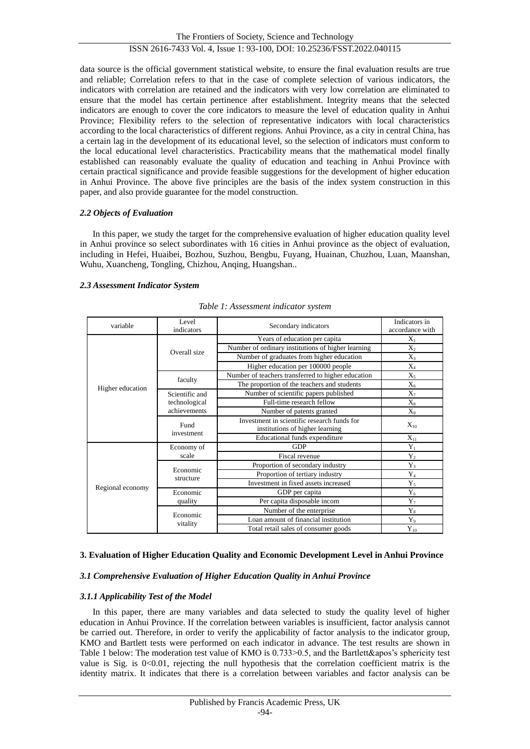data source is the official government statistical website, to ensure the final evaluation results are true and reliable; Correlation refers to that in the case of complete selection of various indicators, the indicators with correlation are retained and the indicators with very low correlation are eliminated to ensure that the model has certain pertinence after establishment. Integrity means that the selected indicators are enough to cover the core indicators to measure the level of education quality in Anhui Province; Flexibility refers to the selection of representative indicators with local characteristics according to the local characteristics of different regions. Anhui Province, as a city in central China, has a certain lag in the development of its educational level, so the selection of indicators must conform to the local educational level characteristics. Practicability means that the mathematical model finally established can reasonably evaluate the quality of education and teaching in Anhui Province with certain practical significance and provide feasible suggestions for the development of higher education in Anhui Province. The above five principles are the basis of the index system construction in this paper, and also provide guarantee for the model construction.

### *2.2 Objects of Evaluation*

In this paper, we study the target for the comprehensive evaluation of higher education quality level in Anhui province so select subordinates with 16 cities in Anhui province as the object of evaluation, including in Hefei, Huaibei, Bozhou, Suzhou, Bengbu, Fuyang, Huainan, Chuzhou, Luan, Maanshan, Wuhu, Xuancheng, Tongling, Chizhou, Anqing, Huangshan..

### *2.3 Assessment Indicator System*

*Table 1: Assessment indicator system*

| variable | Level indicators | Secondary indicators | Indicators in accordance with |
|---|---|---|---|
| Higher education | Overall size | Years of education per capita | $X_1$ |
| | | Number of ordinary institutions of higher learning | $X_2$ |
| | | Number of graduates from higher education | $X_3$ |
| | | Higher education per 100000 people | $X_4$ |
| | faculty | Number of teachers transferred to higher education | $X_5$ |
| | | The proportion of the teachers and students | $X_6$ |
| | Scientific and technological achievements | Number of scientific papers published | $X_7$ |
| | | Full-time research fellow | $X_8$ |
| | | Number of patents granted | $X_9$ |
| | Fund investment | Investment in scientific research funds for institutions of higher learning | $X_{10}$ |
| | | Educational funds expenditure | $X_{11}$ |
| Regional economy | Economy of scale | GDP | $Y_1$ |
| | | Fiscal revenue | $Y_2$ |
| | Economic structure | Proportion of secondary industry | $Y_3$ |
| | | Proportion of tertiary industry | $Y_4$ |
| | | Investment in fixed assets increased | $Y_5$ |
| | Economic quality | GDP per capita | $Y_6$ |
| | | Per capita disposable incom | $Y_7$ |
| | Economic vitality | Number of the enterprise | $Y_8$ |
| | | Loan amount of financial institution | $Y_9$ |
| | | Total retail sales of consumer goods | $Y_{10}$ |

## 3. Evaluation of Higher Education Quality and Economic Development Level in Anhui Province

### *3.1 Comprehensive Evaluation of Higher Education Quality in Anhui Province*

#### *3.1.1 Applicability Test of the Model*

In this paper, there are many variables and data selected to study the quality level of higher education in Anhui Province. If the correlation between variables is insufficient, factor analysis cannot be carried out. Therefore, in order to verify the applicability of factor analysis to the indicator group, KMO and Bartlett tests were performed on each indicator in advance. The test results are shown in Table 1 below: The moderation test value of KMO is 0.733>0.5, and the Bartlett&apos's sphericity test value is Sig. is 0<0.01, rejecting the null hypothesis that the correlation coefficient matrix is the identity matrix. It indicates that there is a correlation between variables and factor analysis can be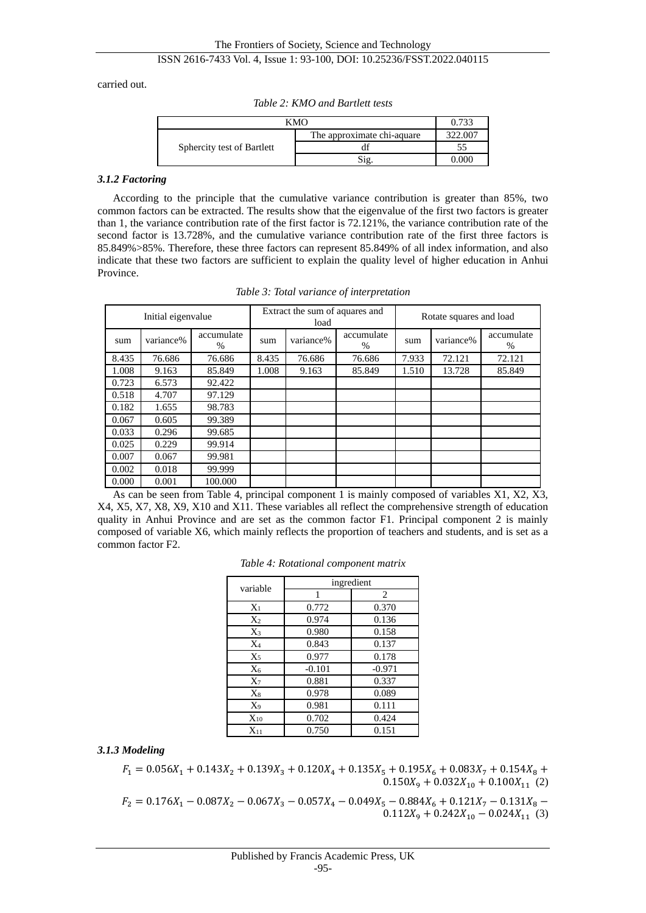carried out.

*Table 2: KMO and Bartlett tests*

| KMO | | 0.733 |
|---|---|---|
| Sphercity test of Bartlett | The approximate chi-aquare | 322.007 |
| | df | 55 |
| | Sig. | 0.000 |

### *3.1.2 Factoring*

According to the principle that the cumulative variance contribution is greater than 85%, two common factors can be extracted. The results show that the eigenvalue of the first two factors is greater than 1, the variance contribution rate of the first factor is 72.121%, the variance contribution rate of the second factor is 13.728%, and the cumulative variance contribution rate of the first three factors is 85.849%>85%. Therefore, these three factors can represent 85.849% of all index information, and also indicate that these two factors are sufficient to explain the quality level of higher education in Anhui Province.

*Table 3: Total variance of interpretation*

| Initial eigenvalue | | | Extract the sum of aquares and load | | | Rotate squares and load | | |
|---|---|---|---|---|---|---|---|---|
| sum | variance% | accumulate % | sum | variance% | accumulate % | sum | variance% | accumulate % |
| 8.435 | 76.686 | 76.686 | 8.435 | 76.686 | 76.686 | 7.933 | 72.121 | 72.121 |
| 1.008 | 9.163 | 85.849 | 1.008 | 9.163 | 85.849 | 1.510 | 13.728 | 85.849 |
| 0.723 | 6.573 | 92.422 | | | | | | |
| 0.518 | 4.707 | 97.129 | | | | | | |
| 0.182 | 1.655 | 98.783 | | | | | | |
| 0.067 | 0.605 | 99.389 | | | | | | |
| 0.033 | 0.296 | 99.685 | | | | | | |
| 0.025 | 0.229 | 99.914 | | | | | | |
| 0.007 | 0.067 | 99.981 | | | | | | |
| 0.002 | 0.018 | 99.999 | | | | | | |
| 0.000 | 0.001 | 100.000 | | | | | | |

As can be seen from Table 4, principal component 1 is mainly composed of variables X1, X2, X3, X4, X5, X7, X8, X9, X10 and X11. These variables all reflect the comprehensive strength of education quality in Anhui Province and are set as the common factor F1. Principal component 2 is mainly composed of variable X6, which mainly reflects the proportion of teachers and students, and is set as a common factor F2.

*Table 4: Rotational component matrix*

| variable | ingredient | |
|---|---|---|
| | 1 | 2 |
| $X_1$ | 0.772 | 0.370 |
| $X_2$ | 0.974 | 0.136 |
| $X_3$ | 0.980 | 0.158 |
| $X_4$ | 0.843 | 0.137 |
| $X_5$ | 0.977 | 0.178 |
| $X_6$ | -0.101 | -0.971 |
| $X_7$ | 0.881 | 0.337 |
| $X_8$ | 0.978 | 0.089 |
| $X_9$ | 0.981 | 0.111 |
| $X_{10}$ | 0.702 | 0.424 |
| $X_{11}$ | 0.750 | 0.151 |

### *3.1.3 Modeling*

$$F_1 = 0.056X_1 + 0.143X_2 + 0.139X_3 + 0.120X_4 + 0.135X_5 + 0.195X_6 + 0.083X_7 + 0.154X_8 + 0.150X_9 + 0.032X_{10} + 0.100X_{11} \quad (2)$$

$$F_2 = 0.176X_1 - 0.087X_2 - 0.067X_3 - 0.057X_4 - 0.049X_5 - 0.884X_6 + 0.121X_7 - 0.131X_8 - 0.112X_9 + 0.242X_{10} - 0.024X_{11} \quad (3)$$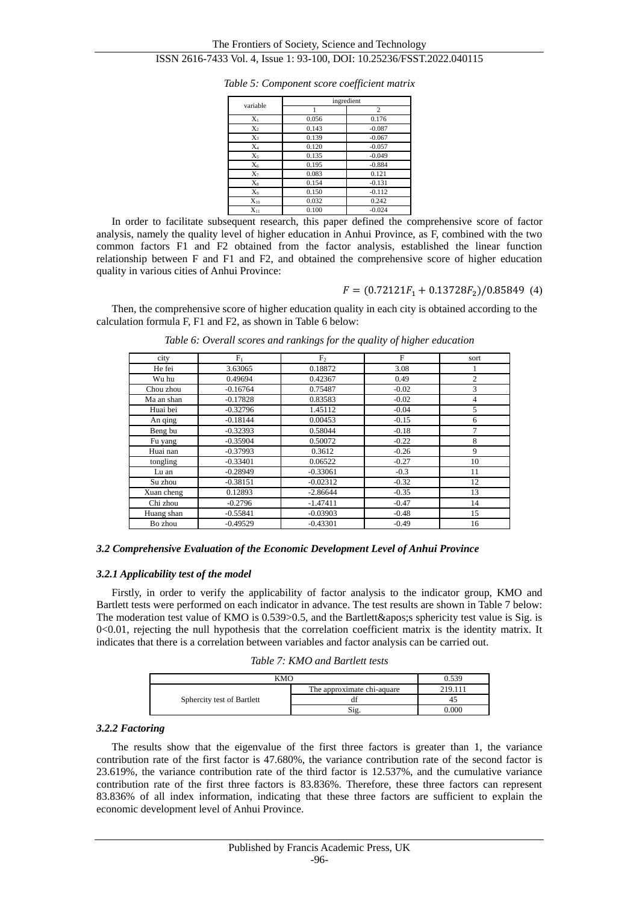*Table 5: Component score coefficient matrix*

| variable | ingredient | |
|---|---|---|
| | 1 | 2 |
| $X_1$ | 0.056 | 0.176 |
| $X_2$ | 0.143 | -0.087 |
| $X_3$ | 0.139 | -0.067 |
| $X_4$ | 0.120 | -0.057 |
| $X_5$ | 0.135 | -0.049 |
| $X_6$ | 0.195 | -0.884 |
| $X_7$ | 0.083 | 0.121 |
| $X_8$ | 0.154 | -0.131 |
| $X_9$ | 0.150 | -0.112 |
| $X_{10}$ | 0.032 | 0.242 |
| $X_{11}$ | 0.100 | -0.024 |

In order to facilitate subsequent research, this paper defined the comprehensive score of factor analysis, namely the quality level of higher education in Anhui Province, as F, combined with the two common factors F1 and F2 obtained from the factor analysis, established the linear function relationship between F and F1 and F2, and obtained the comprehensive score of higher education quality in various cities of Anhui Province:

$$F = (0.72121F_1 + 0.13728F_2)/0.85849 \quad (4)$$

Then, the comprehensive score of higher education quality in each city is obtained according to the calculation formula F, F1 and F2, as shown in Table 6 below:

*Table 6: Overall scores and rankings for the quality of higher education*

| city | $F_1$ | $F_2$ | F | sort |
|---|---|---|---|---|
| He fei | 3.63065 | 0.18872 | 3.08 | 1 |
| Wu hu | 0.49694 | 0.42367 | 0.49 | 2 |
| Chou zhou | -0.16764 | 0.75487 | -0.02 | 3 |
| Ma an shan | -0.17828 | 0.83583 | -0.02 | 4 |
| Huai bei | -0.32796 | 1.45112 | -0.04 | 5 |
| An qing | -0.18144 | 0.00453 | -0.15 | 6 |
| Beng bu | -0.32393 | 0.58044 | -0.18 | 7 |
| Fu yang | -0.35904 | 0.50072 | -0.22 | 8 |
| Huai nan | -0.37993 | 0.3612 | -0.26 | 9 |
| tongling | -0.33401 | 0.06522 | -0.27 | 10 |
| Lu an | -0.28949 | -0.33061 | -0.3 | 11 |
| Su zhou | -0.38151 | -0.02312 | -0.32 | 12 |
| Xuan cheng | 0.12893 | -2.86644 | -0.35 | 13 |
| Chi zhou | -0.2796 | -1.47411 | -0.47 | 14 |
| Huang shan | -0.55841 | -0.03903 | -0.48 | 15 |
| Bo zhou | -0.49529 | -0.43301 | -0.49 | 16 |

### *3.2 Comprehensive Evaluation of the Economic Development Level of Anhui Province*

#### *3.2.1 Applicability test of the model*

Firstly, in order to verify the applicability of factor analysis to the indicator group, KMO and Bartlett tests were performed on each indicator in advance. The test results are shown in Table 7 below: The moderation test value of KMO is 0.539>0.5, and the Bartlett&apos;s sphericity test value is Sig. is 0<0.01, rejecting the null hypothesis that the correlation coefficient matrix is the identity matrix. It indicates that there is a correlation between variables and factor analysis can be carried out.

*Table 7: KMO and Bartlett tests*

| KMO | | 0.539 |
|---|---|---|
| Sphercity test of Bartlett | The approximate chi-aquare | 219.111 |
| | df | 45 |
| | Sig. | 0.000 |

#### *3.2.2 Factoring*

The results show that the eigenvalue of the first three factors is greater than 1, the variance contribution rate of the first factor is 47.680%, the variance contribution rate of the second factor is 23.619%, the variance contribution rate of the third factor is 12.537%, and the cumulative variance contribution rate of the first three factors is 83.836%. Therefore, these three factors can represent 83.836% of all index information, indicating that these three factors are sufficient to explain the economic development level of Anhui Province.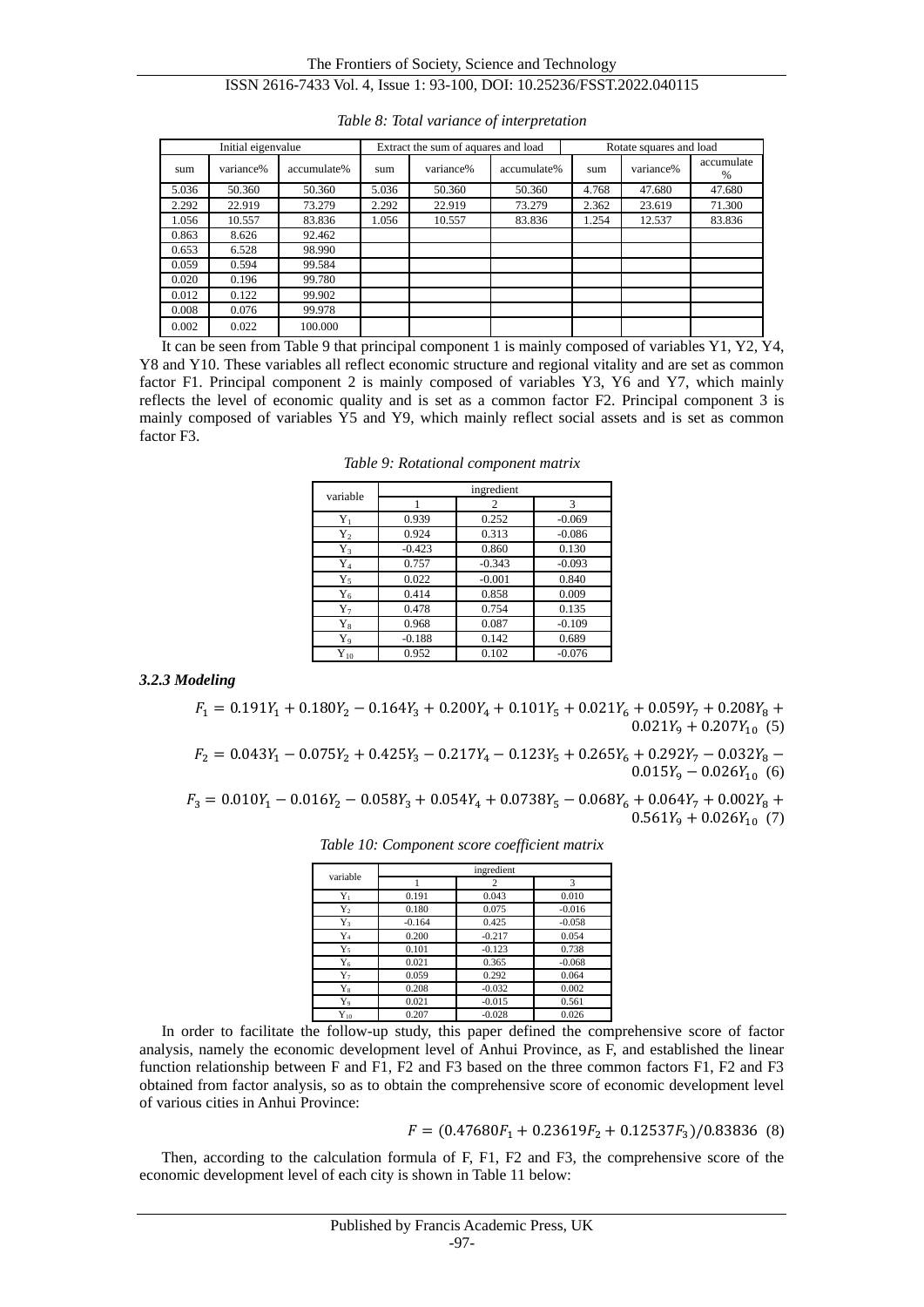*Table 8: Total variance of interpretation*

| Initial eigenvalue | | | Extract the sum of aquares and load | | | Rotate squares and load | | |
|---|---|---|---|---|---|---|---|---|
| sum | variance% | accumulate% | sum | variance% | accumulate% | sum | variance% | accumulate % |
| 5.036 | 50.360 | 50.360 | 5.036 | 50.360 | 50.360 | 4.768 | 47.680 | 47.680 |
| 2.292 | 22.919 | 73.279 | 2.292 | 22.919 | 73.279 | 2.362 | 23.619 | 71.300 |
| 1.056 | 10.557 | 83.836 | 1.056 | 10.557 | 83.836 | 1.254 | 12.537 | 83.836 |
| 0.863 | 8.626 | 92.462 | | | | | | |
| 0.653 | 6.528 | 98.990 | | | | | | |
| 0.059 | 0.594 | 99.584 | | | | | | |
| 0.020 | 0.196 | 99.780 | | | | | | |
| 0.012 | 0.122 | 99.902 | | | | | | |
| 0.008 | 0.076 | 99.978 | | | | | | |
| 0.002 | 0.022 | 100.000 | | | | | | |

It can be seen from Table 9 that principal component 1 is mainly composed of variables Y1, Y2, Y4, Y8 and Y10. These variables all reflect economic structure and regional vitality and are set as common factor F1. Principal component 2 is mainly composed of variables Y3, Y6 and Y7, which mainly reflects the level of economic quality and is set as a common factor F2. Principal component 3 is mainly composed of variables Y5 and Y9, which mainly reflect social assets and is set as common factor F3.

*Table 9: Rotational component matrix*

| variable | ingredient | | |
|---|---|---|---|
| | 1 | 2 | 3 |
| $Y_1$ | 0.939 | 0.252 | -0.069 |
| $Y_2$ | 0.924 | 0.313 | -0.086 |
| $Y_3$ | -0.423 | 0.860 | 0.130 |
| $Y_4$ | 0.757 | -0.343 | -0.093 |
| $Y_5$ | 0.022 | -0.001 | 0.840 |
| $Y_6$ | 0.414 | 0.858 | 0.009 |
| $Y_7$ | 0.478 | 0.754 | 0.135 |
| $Y_8$ | 0.968 | 0.087 | -0.109 |
| $Y_9$ | -0.188 | 0.142 | 0.689 |
| $Y_{10}$ | 0.952 | 0.102 | -0.076 |

### *3.2.3 Modeling*

$$F_1 = 0.191Y_1 + 0.180Y_2 - 0.164Y_3 + 0.200Y_4 + 0.101Y_5 + 0.021Y_6 + 0.059Y_7 + 0.208Y_8 + 0.021Y_9 + 0.207Y_{10} \quad (5)$$

$$F_2 = 0.043Y_1 - 0.075Y_2 + 0.425Y_3 - 0.217Y_4 - 0.123Y_5 + 0.265Y_6 + 0.292Y_7 - 0.032Y_8 - 0.015Y_9 - 0.026Y_{10} \quad (6)$$

$$F_3 = 0.010Y_1 - 0.016Y_2 - 0.058Y_3 + 0.054Y_4 + 0.0738Y_5 - 0.068Y_6 + 0.064Y_7 + 0.002Y_8 + 0.561Y_9 + 0.026Y_{10} \quad (7)$$

*Table 10: Component score coefficient matrix*

| variable | ingredient | | |
|---|---|---|---|
| | 1 | 2 | 3 |
| $Y_1$ | 0.191 | 0.043 | 0.010 |
| $Y_2$ | 0.180 | 0.075 | -0.016 |
| $Y_3$ | -0.164 | 0.425 | -0.058 |
| $Y_4$ | 0.200 | -0.217 | 0.054 |
| $Y_5$ | 0.101 | -0.123 | 0.738 |
| $Y_6$ | 0.021 | 0.365 | -0.068 |
| $Y_7$ | 0.059 | 0.292 | 0.064 |
| $Y_8$ | 0.208 | -0.032 | 0.002 |
| $Y_9$ | 0.021 | -0.015 | 0.561 |
| $Y_{10}$ | 0.207 | -0.028 | 0.026 |

In order to facilitate the follow-up study, this paper defined the comprehensive score of factor analysis, namely the economic development level of Anhui Province, as F, and established the linear function relationship between F and F1, F2 and F3 based on the three common factors F1, F2 and F3 obtained from factor analysis, so as to obtain the comprehensive score of economic development level of various cities in Anhui Province:

$$F = (0.47680F_1 + 0.23619F_2 + 0.12537F_3)/0.83836 \quad (8)$$

Then, according to the calculation formula of F, F1, F2 and F3, the comprehensive score of the economic development level of each city is shown in Table 11 below: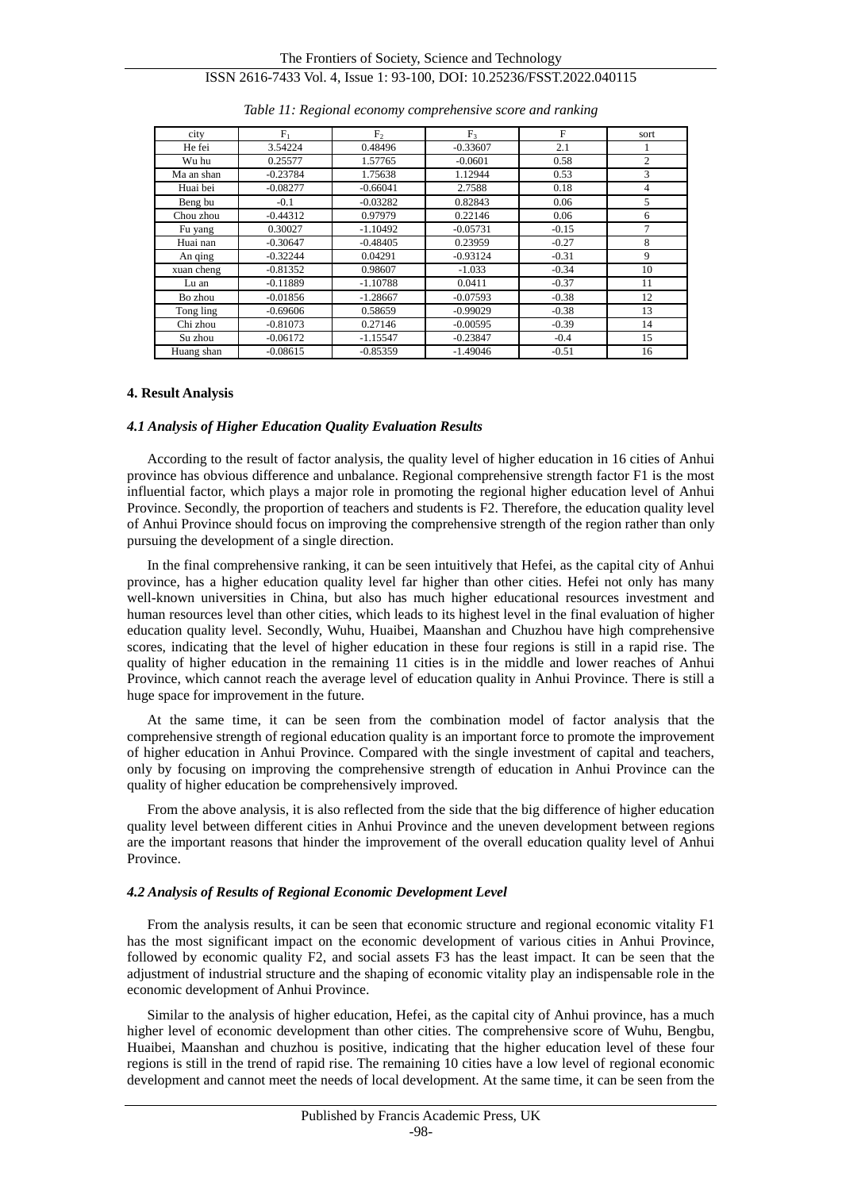*Table 11: Regional economy comprehensive score and ranking*

| city | $F_1$ | $F_2$ | $F_3$ | F | sort |
|---|---|---|---|---|---|
| He fei | 3.54224 | 0.48496 | -0.33607 | 2.1 | 1 |
| Wu hu | 0.25577 | 1.57765 | -0.0601 | 0.58 | 2 |
| Ma an shan | -0.23784 | 1.75638 | 1.12944 | 0.53 | 3 |
| Huai bei | -0.08277 | -0.66041 | 2.7588 | 0.18 | 4 |
| Beng bu | -0.1 | -0.03282 | 0.82843 | 0.06 | 5 |
| Chou zhou | -0.44312 | 0.97979 | 0.22146 | 0.06 | 6 |
| Fu yang | 0.30027 | -1.10492 | -0.05731 | -0.15 | 7 |
| Huai nan | -0.30647 | -0.48405 | 0.23959 | -0.27 | 8 |
| An qing | -0.32244 | 0.04291 | -0.93124 | -0.31 | 9 |
| xuan cheng | -0.81352 | 0.98607 | -1.033 | -0.34 | 10 |
| Lu an | -0.11889 | -1.10788 | 0.0411 | -0.37 | 11 |
| Bo zhou | -0.01856 | -1.28667 | -0.07593 | -0.38 | 12 |
| Tong ling | -0.69606 | 0.58659 | -0.99029 | -0.38 | 13 |
| Chi zhou | -0.81073 | 0.27146 | -0.00595 | -0.39 | 14 |
| Su zhou | -0.06172 | -1.15547 | -0.23847 | -0.4 | 15 |
| Huang shan | -0.08615 | -0.85359 | -1.49046 | -0.51 | 16 |

## 4. Result Analysis

### *4.1 Analysis of Higher Education Quality Evaluation Results*

According to the result of factor analysis, the quality level of higher education in 16 cities of Anhui province has obvious difference and unbalance. Regional comprehensive strength factor F1 is the most influential factor, which plays a major role in promoting the regional higher education level of Anhui Province. Secondly, the proportion of teachers and students is F2. Therefore, the education quality level of Anhui Province should focus on improving the comprehensive strength of the region rather than only pursuing the development of a single direction.

In the final comprehensive ranking, it can be seen intuitively that Hefei, as the capital city of Anhui province, has a higher education quality level far higher than other cities. Hefei not only has many well-known universities in China, but also has much higher educational resources investment and human resources level than other cities, which leads to its highest level in the final evaluation of higher education quality level. Secondly, Wuhu, Huaibei, Maanshan and Chuzhou have high comprehensive scores, indicating that the level of higher education in these four regions is still in a rapid rise. The quality of higher education in the remaining 11 cities is in the middle and lower reaches of Anhui Province, which cannot reach the average level of education quality in Anhui Province. There is still a huge space for improvement in the future.

At the same time, it can be seen from the combination model of factor analysis that the comprehensive strength of regional education quality is an important force to promote the improvement of higher education in Anhui Province. Compared with the single investment of capital and teachers, only by focusing on improving the comprehensive strength of education in Anhui Province can the quality of higher education be comprehensively improved.

From the above analysis, it is also reflected from the side that the big difference of higher education quality level between different cities in Anhui Province and the uneven development between regions are the important reasons that hinder the improvement of the overall education quality level of Anhui Province.

### *4.2 Analysis of Results of Regional Economic Development Level*

From the analysis results, it can be seen that economic structure and regional economic vitality F1 has the most significant impact on the economic development of various cities in Anhui Province, followed by economic quality F2, and social assets F3 has the least impact. It can be seen that the adjustment of industrial structure and the shaping of economic vitality play an indispensable role in the economic development of Anhui Province.

Similar to the analysis of higher education, Hefei, as the capital city of Anhui province, has a much higher level of economic development than other cities. The comprehensive score of Wuhu, Bengbu, Huaibei, Maanshan and chuzhou is positive, indicating that the higher education level of these four regions is still in the trend of rapid rise. The remaining 10 cities have a low level of regional economic development and cannot meet the needs of local development. At the same time, it can be seen from the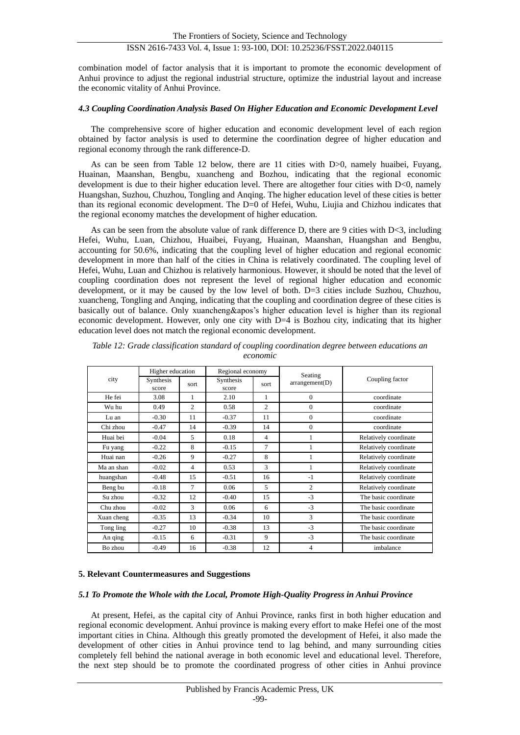combination model of factor analysis that it is important to promote the economic development of Anhui province to adjust the regional industrial structure, optimize the industrial layout and increase the economic vitality of Anhui Province.

### *4.3 Coupling Coordination Analysis Based On Higher Education and Economic Development Level*

The comprehensive score of higher education and economic development level of each region obtained by factor analysis is used to determine the coordination degree of higher education and regional economy through the rank difference-D.

As can be seen from Table 12 below, there are 11 cities with D>0, namely huaibei, Fuyang, Huainan, Maanshan, Bengbu, xuancheng and Bozhou, indicating that the regional economic development is due to their higher education level. There are altogether four cities with D<0, namely Huangshan, Suzhou, Chuzhou, Tongling and Anqing. The higher education level of these cities is better than its regional economic development. The D=0 of Hefei, Wuhu, Liujia and Chizhou indicates that the regional economy matches the development of higher education.

As can be seen from the absolute value of rank difference D, there are 9 cities with D<3, including Hefei, Wuhu, Luan, Chizhou, Huaibei, Fuyang, Huainan, Maanshan, Huangshan and Bengbu, accounting for 50.6%, indicating that the coupling level of higher education and regional economic development in more than half of the cities in China is relatively coordinated. The coupling level of Hefei, Wuhu, Luan and Chizhou is relatively harmonious. However, it should be noted that the level of coupling coordination does not represent the level of regional higher education and economic development, or it may be caused by the low level of both. D=3 cities include Suzhou, Chuzhou, xuancheng, Tongling and Anqing, indicating that the coupling and coordination degree of these cities is basically out of balance. Only xuancheng&apos's higher education level is higher than its regional economic development. However, only one city with D=4 is Bozhou city, indicating that its higher education level does not match the regional economic development.

*Table 12: Grade classification standard of coupling coordination degree between educations an economic*

| city | Higher education | | Regional economy | | Seating arrangement(D) | Coupling factor |
|---|---|---|---|---|---|---|
| | Synthesis score | sort | Synthesis score | sort | | |
| He fei | 3.08 | 1 | 2.10 | 1 | 0 | coordinate |
| Wu hu | 0.49 | 2 | 0.58 | 2 | 0 | coordinate |
| Lu an | -0.30 | 11 | -0.37 | 11 | 0 | coordinate |
| Chi zhou | -0.47 | 14 | -0.39 | 14 | 0 | coordinate |
| Huai bei | -0.04 | 5 | 0.18 | 4 | 1 | Relatively coordinate |
| Fu yang | -0.22 | 8 | -0.15 | 7 | 1 | Relatively coordinate |
| Huai nan | -0.26 | 9 | -0.27 | 8 | 1 | Relatively coordinate |
| Ma an shan | -0.02 | 4 | 0.53 | 3 | 1 | Relatively coordinate |
| huangshan | -0.48 | 15 | -0.51 | 16 | -1 | Relatively coordinate |
| Beng bu | -0.18 | 7 | 0.06 | 5 | 2 | Relatively coordinate |
| Su zhou | -0.32 | 12 | -0.40 | 15 | -3 | The basic coordinate |
| Chu zhou | -0.02 | 3 | 0.06 | 6 | -3 | The basic coordinate |
| Xuan cheng | -0.35 | 13 | -0.34 | 10 | 3 | The basic coordinate |
| Tong ling | -0.27 | 10 | -0.38 | 13 | -3 | The basic coordinate |
| An qing | -0.15 | 6 | -0.31 | 9 | -3 | The basic coordinate |
| Bo zhou | -0.49 | 16 | -0.38 | 12 | 4 | imbalance |

## 5. Relevant Countermeasures and Suggestions

### *5.1 To Promote the Whole with the Local, Promote High-Quality Progress in Anhui Province*

At present, Hefei, as the capital city of Anhui Province, ranks first in both higher education and regional economic development. Anhui province is making every effort to make Hefei one of the most important cities in China. Although this greatly promoted the development of Hefei, it also made the development of other cities in Anhui province tend to lag behind, and many surrounding cities completely fell behind the national average in both economic level and educational level. Therefore, the next step should be to promote the coordinated progress of other cities in Anhui province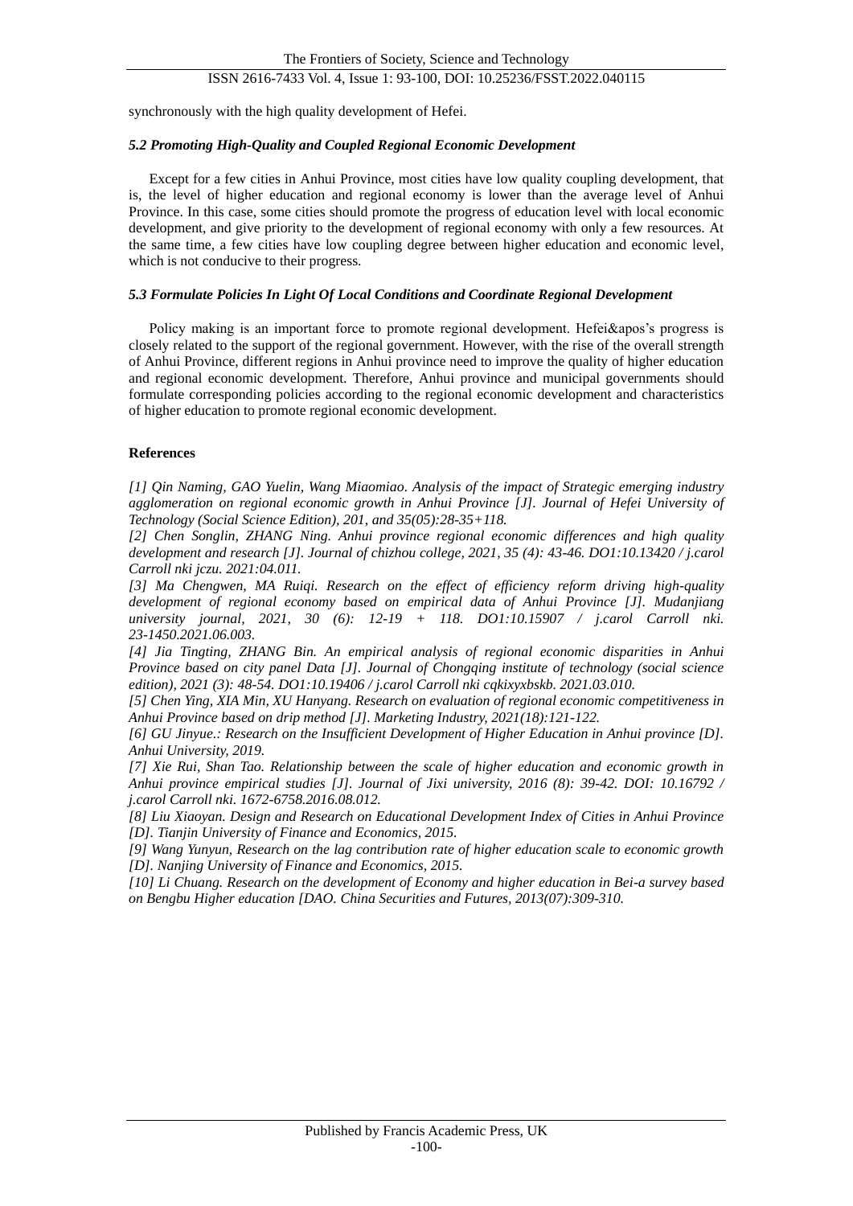synchronously with the high quality development of Hefei.

### *5.2 Promoting High-Quality and Coupled Regional Economic Development*

Except for a few cities in Anhui Province, most cities have low quality coupling development, that is, the level of higher education and regional economy is lower than the average level of Anhui Province. In this case, some cities should promote the progress of education level with local economic development, and give priority to the development of regional economy with only a few resources. At the same time, a few cities have low coupling degree between higher education and economic level, which is not conducive to their progress.

### *5.3 Formulate Policies In Light Of Local Conditions and Coordinate Regional Development*

Policy making is an important force to promote regional development. Hefei&apos's progress is closely related to the support of the regional government. However, with the rise of the overall strength of Anhui Province, different regions in Anhui province need to improve the quality of higher education and regional economic development. Therefore, Anhui province and municipal governments should formulate corresponding policies according to the regional economic development and characteristics of higher education to promote regional economic development.

## References

*[1] Qin Naming, GAO Yuelin, Wang Miaomiao. Analysis of the impact of Strategic emerging industry agglomeration on regional economic growth in Anhui Province [J]. Journal of Hefei University of Technology (Social Science Edition), 201, and 35(05):28-35+118.*

*[2] Chen Songlin, ZHANG Ning. Anhui province regional economic differences and high quality development and research [J]. Journal of chizhou college, 2021, 35 (4): 43-46. DO1:10.13420 / j.carol Carroll nki jczu. 2021:04.011.*

*[3] Ma Chengwen, MA Ruiqi. Research on the effect of efficiency reform driving high-quality development of regional economy based on empirical data of Anhui Province [J]. Mudanjiang university journal, 2021, 30 (6): 12-19 + 118. DO1:10.15907 / j.carol Carroll nki. 23-1450.2021.06.003.*

*[4] Jia Tingting, ZHANG Bin. An empirical analysis of regional economic disparities in Anhui Province based on city panel Data [J]. Journal of Chongqing institute of technology (social science edition), 2021 (3): 48-54. DO1:10.19406 / j.carol Carroll nki cqkixyxbskb. 2021.03.010.*

*[5] Chen Ying, XIA Min, XU Hanyang. Research on evaluation of regional economic competitiveness in Anhui Province based on drip method [J]. Marketing Industry, 2021(18):121-122.*

*[6] GU Jinyue.: Research on the Insufficient Development of Higher Education in Anhui province [D]. Anhui University, 2019.*

*[7] Xie Rui, Shan Tao. Relationship between the scale of higher education and economic growth in Anhui province empirical studies [J]. Journal of Jixi university, 2016 (8): 39-42. DOI: 10.16792 / j.carol Carroll nki. 1672-6758.2016.08.012.*

*[8] Liu Xiaoyan. Design and Research on Educational Development Index of Cities in Anhui Province [D]. Tianjin University of Finance and Economics, 2015.*

*[9] Wang Yunyun, Research on the lag contribution rate of higher education scale to economic growth [D]. Nanjing University of Finance and Economics, 2015.*

*[10] Li Chuang. Research on the development of Economy and higher education in Bei-a survey based on Bengbu Higher education [DAO. China Securities and Futures, 2013(07):309-310.*